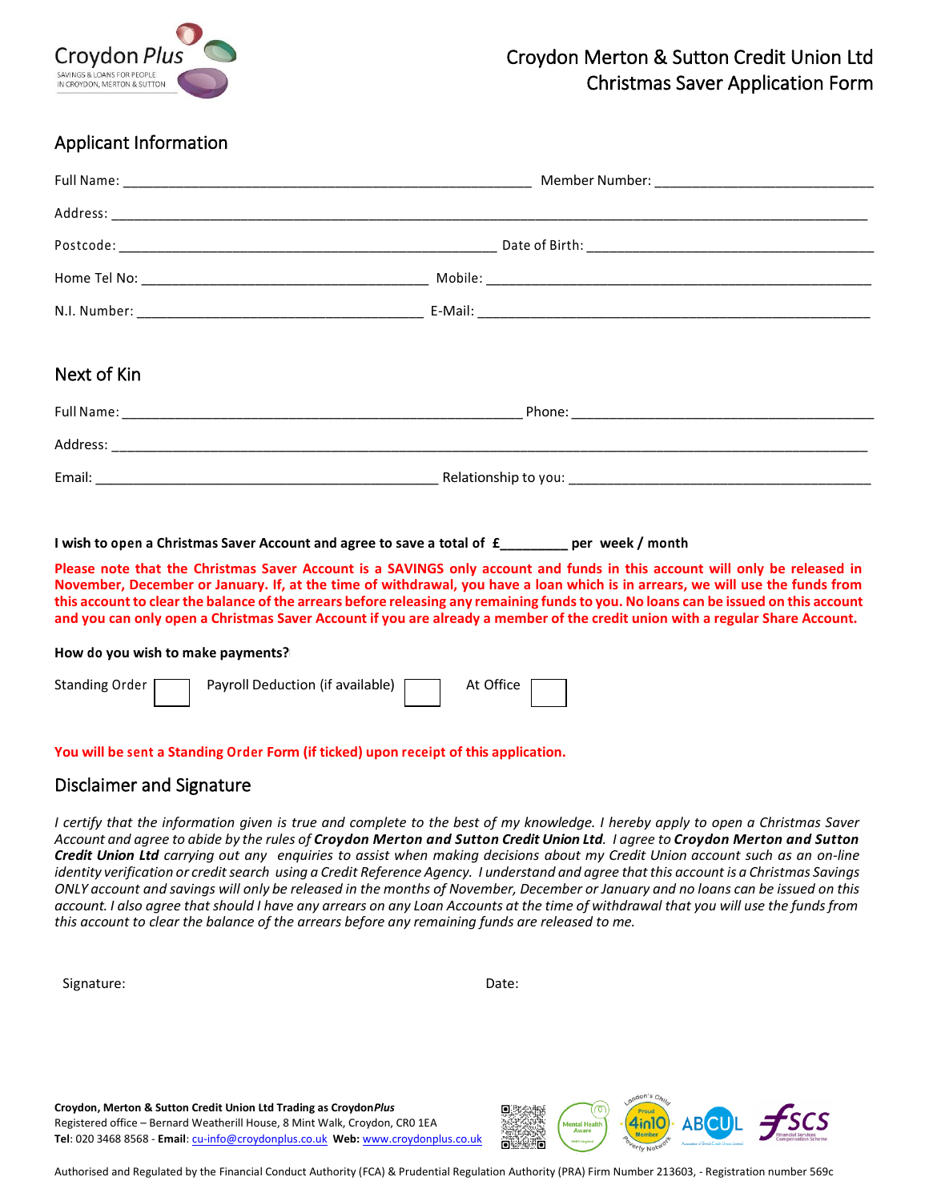Croydon *Plus*
SAVINGS & LOANS FOR PEOPLE IN CROYDON, MERTON & SUTTON

# Croydon Merton & Sutton Credit Union Ltd
# Christmas Saver Application Form

## Applicant Information

Full Name: ______________________________________________ Member Number: ___________________________

Address: ____________________________________________________________________________________

Postcode: __________________________________________ Date of Birth: ________________________________

Home Tel No: _________________________________ Mobile: ___________________________________________

N.I. Number: _________________________________ E-Mail: ___________________________________________

## Next of Kin

Full Name: ______________________________________________ Phone: ___________________________________

Address: ____________________________________________________________________________________

Email: _______________________________________ Relationship to you: _________________________________

**I wish to open a Christmas Saver Account and agree to save a total of £_________ per week / month**

**Please note that the Christmas Saver Account is a SAVINGS only account and funds in this account will only be released in November, December or January. If, at the time of withdrawal, you have a loan which is in arrears, we will use the funds from this account to clear the balance of the arrears before releasing any remaining funds to you. No loans can be issued on this account and you can only open a Christmas Saver Account if you are already a member of the credit union with a regular Share Account.**

**How do you wish to make payments?**

Standing Order ☐ Payroll Deduction (if available) ☐ At Office ☐

**You will be sent a Standing Order Form (if ticked) upon receipt of this application.**

## Disclaimer and Signature

*I certify that the information given is true and complete to the best of my knowledge. I hereby apply to open a Christmas Saver Account and agree to abide by the rules of **Croydon Merton and Sutton Credit Union Ltd**. I agree to **Croydon Merton and Sutton Credit Union Ltd** carrying out any enquiries to assist when making decisions about my Credit Union account such as an on-line identity verification or credit search using a Credit Reference Agency. I understand and agree that this account is a Christmas Savings ONLY account and savings will only be released in the months of November, December or January and no loans can be issued on this account. I also agree that should I have any arrears on any Loan Accounts at the time of withdrawal that you will use the funds from this account to clear the balance of the arrears before any remaining funds are released to me.*

Signature: Date:

**Croydon, Merton & Sutton Credit Union Ltd Trading as Croydon*Plus***
Registered office – Bernard Weatherill House, 8 Mint Walk, Croydon, CR0 1EA
**Tel**: 020 3468 8568 - **Email**: cu-info@croydonplus.co.uk **Web:** www.croydonplus.co.uk

Authorised and Regulated by the Financial Conduct Authority (FCA) & Prudential Regulation Authority (PRA) Firm Number 213603, - Registration number 569c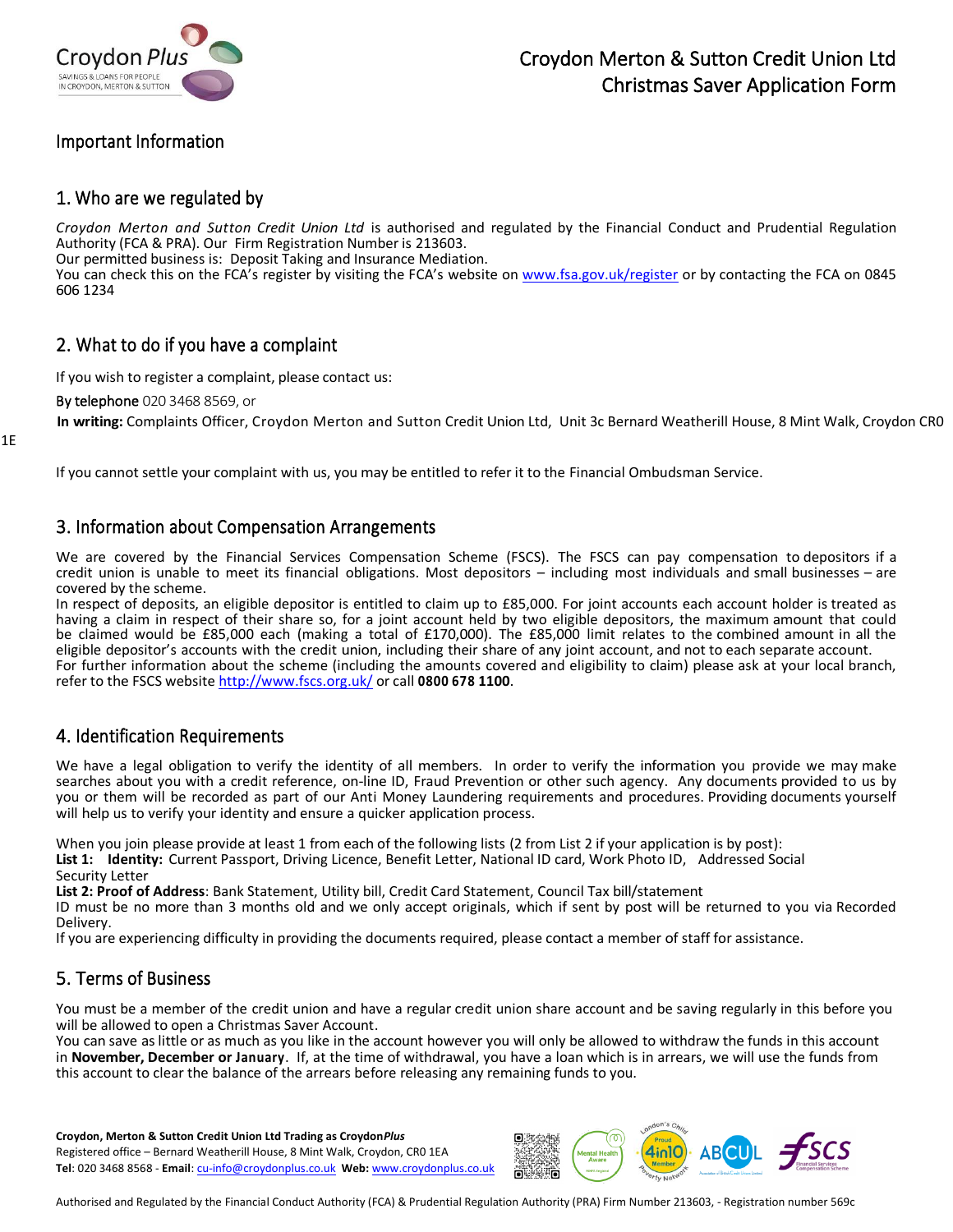# Croydon Merton & Sutton Credit Union Ltd
# Christmas Saver Application Form

## Important Information

### 1. Who are we regulated by

*Croydon Merton and Sutton Credit Union Ltd* is authorised and regulated by the Financial Conduct and Prudential Regulation Authority (FCA & PRA). Our Firm Registration Number is 213603.
Our permitted business is: Deposit Taking and Insurance Mediation.
You can check this on the FCA's register by visiting the FCA's website on www.fsa.gov.uk/register or by contacting the FCA on 0845 606 1234

### 2. What to do if you have a complaint

If you wish to register a complaint, please contact us:

**By telephone** 020 3468 8569, or

**In writing:** Complaints Officer, Croydon Merton and Sutton Credit Union Ltd, Unit 3c Bernard Weatherill House, 8 Mint Walk, Croydon CR0 1E

If you cannot settle your complaint with us, you may be entitled to refer it to the Financial Ombudsman Service.

### 3. Information about Compensation Arrangements

We are covered by the Financial Services Compensation Scheme (FSCS). The FSCS can pay compensation to depositors if a credit union is unable to meet its financial obligations. Most depositors – including most individuals and small businesses – are covered by the scheme.
In respect of deposits, an eligible depositor is entitled to claim up to £85,000. For joint accounts each account holder is treated as having a claim in respect of their share so, for a joint account held by two eligible depositors, the maximum amount that could be claimed would be £85,000 each (making a total of £170,000). The £85,000 limit relates to the combined amount in all the eligible depositor's accounts with the credit union, including their share of any joint account, and not to each separate account.
For further information about the scheme (including the amounts covered and eligibility to claim) please ask at your local branch, refer to the FSCS website http://www.fscs.org.uk/ or call **0800 678 1100**.

### 4. Identification Requirements

We have a legal obligation to verify the identity of all members. In order to verify the information you provide we may make searches about you with a credit reference, on-line ID, Fraud Prevention or other such agency. Any documents provided to us by you or them will be recorded as part of our Anti Money Laundering requirements and procedures. Providing documents yourself will help us to verify your identity and ensure a quicker application process.

When you join please provide at least 1 from each of the following lists (2 from List 2 if your application is by post):
**List 1: Identity:** Current Passport, Driving Licence, Benefit Letter, National ID card, Work Photo ID, Addressed Social Security Letter
**List 2: Proof of Address**: Bank Statement, Utility bill, Credit Card Statement, Council Tax bill/statement
ID must be no more than 3 months old and we only accept originals, which if sent by post will be returned to you via Recorded Delivery.
If you are experiencing difficulty in providing the documents required, please contact a member of staff for assistance.

### 5. Terms of Business

You must be a member of the credit union and have a regular credit union share account and be saving regularly in this before you will be allowed to open a Christmas Saver Account.
You can save as little or as much as you like in the account however you will only be allowed to withdraw the funds in this account in **November, December or January**. If, at the time of withdrawal, you have a loan which is in arrears, we will use the funds from this account to clear the balance of the arrears before releasing any remaining funds to you.

**Croydon, Merton & Sutton Credit Union Ltd Trading as Croydon*Plus***
Registered office – Bernard Weatherill House, 8 Mint Walk, Croydon, CR0 1EA
**Tel**: 020 3468 8568 - **Email**: cu-info@croydonplus.co.uk **Web:** www.croydonplus.co.uk

Authorised and Regulated by the Financial Conduct Authority (FCA) & Prudential Regulation Authority (PRA) Firm Number 213603, - Registration number 569c